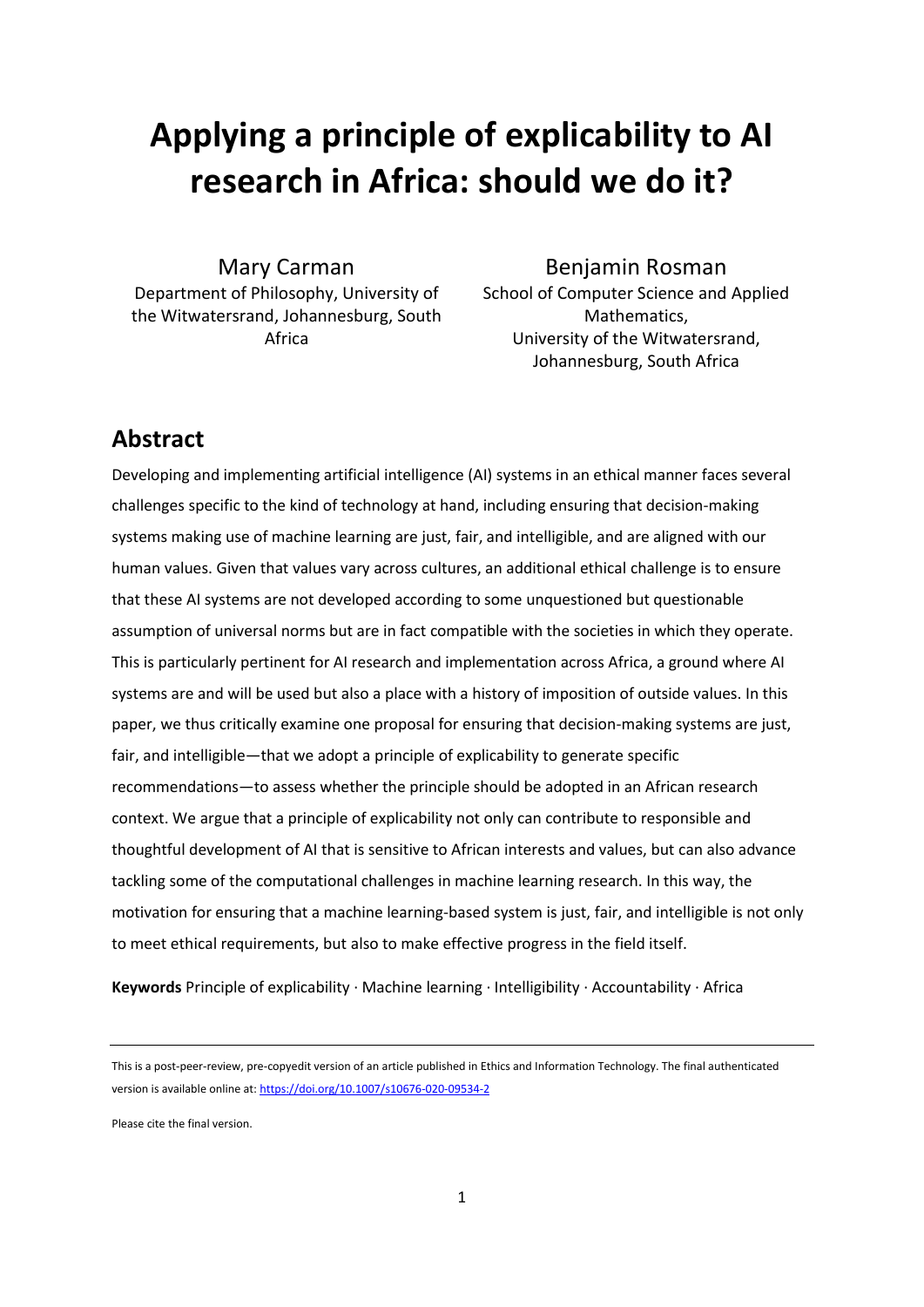# Applying a principle of explicability to AI research in Africa: should we do it?

Mary Carman
Department of Philosophy, University of the Witwatersrand, Johannesburg, South Africa

Benjamin Rosman
School of Computer Science and Applied Mathematics, University of the Witwatersrand, Johannesburg, South Africa

## Abstract

Developing and implementing artificial intelligence (AI) systems in an ethical manner faces several challenges specific to the kind of technology at hand, including ensuring that decision-making systems making use of machine learning are just, fair, and intelligible, and are aligned with our human values. Given that values vary across cultures, an additional ethical challenge is to ensure that these AI systems are not developed according to some unquestioned but questionable assumption of universal norms but are in fact compatible with the societies in which they operate. This is particularly pertinent for AI research and implementation across Africa, a ground where AI systems are and will be used but also a place with a history of imposition of outside values. In this paper, we thus critically examine one proposal for ensuring that decision-making systems are just, fair, and intelligible—that we adopt a principle of explicability to generate specific recommendations—to assess whether the principle should be adopted in an African research context. We argue that a principle of explicability not only can contribute to responsible and thoughtful development of AI that is sensitive to African interests and values, but can also advance tackling some of the computational challenges in machine learning research. In this way, the motivation for ensuring that a machine learning-based system is just, fair, and intelligible is not only to meet ethical requirements, but also to make effective progress in the field itself.

**Keywords** Principle of explicability · Machine learning · Intelligibility · Accountability · Africa

---

This is a post-peer-review, pre-copyedit version of an article published in Ethics and Information Technology. The final authenticated version is available online at: https://doi.org/10.1007/s10676-020-09534-2

Please cite the final version.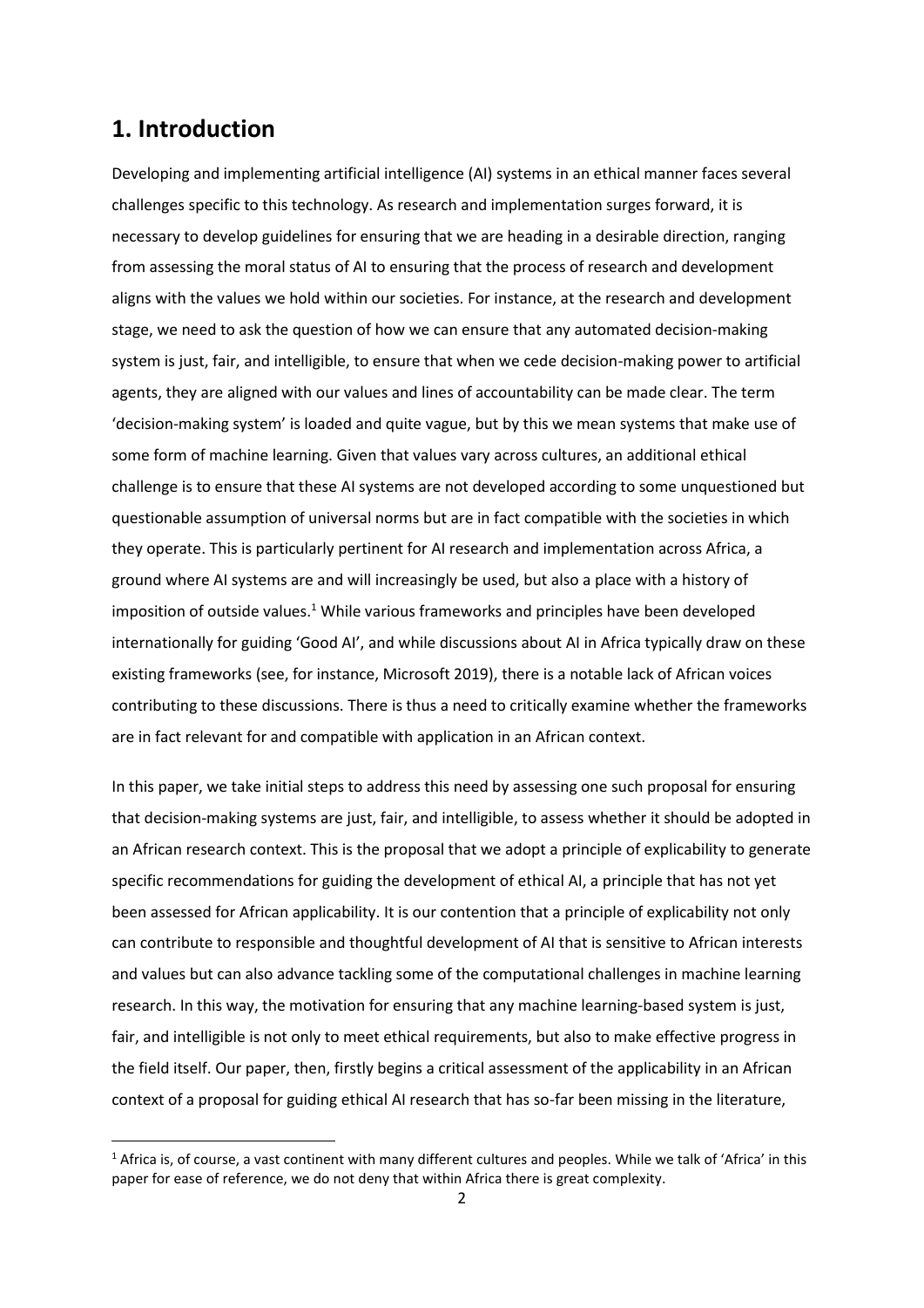# 1. Introduction

Developing and implementing artificial intelligence (AI) systems in an ethical manner faces several challenges specific to this technology. As research and implementation surges forward, it is necessary to develop guidelines for ensuring that we are heading in a desirable direction, ranging from assessing the moral status of AI to ensuring that the process of research and development aligns with the values we hold within our societies. For instance, at the research and development stage, we need to ask the question of how we can ensure that any automated decision-making system is just, fair, and intelligible, to ensure that when we cede decision-making power to artificial agents, they are aligned with our values and lines of accountability can be made clear. The term 'decision-making system' is loaded and quite vague, but by this we mean systems that make use of some form of machine learning. Given that values vary across cultures, an additional ethical challenge is to ensure that these AI systems are not developed according to some unquestioned but questionable assumption of universal norms but are in fact compatible with the societies in which they operate. This is particularly pertinent for AI research and implementation across Africa, a ground where AI systems are and will increasingly be used, but also a place with a history of imposition of outside values.[1] While various frameworks and principles have been developed internationally for guiding 'Good AI', and while discussions about AI in Africa typically draw on these existing frameworks (see, for instance, Microsoft 2019), there is a notable lack of African voices contributing to these discussions. There is thus a need to critically examine whether the frameworks are in fact relevant for and compatible with application in an African context.

In this paper, we take initial steps to address this need by assessing one such proposal for ensuring that decision-making systems are just, fair, and intelligible, to assess whether it should be adopted in an African research context. This is the proposal that we adopt a principle of explicability to generate specific recommendations for guiding the development of ethical AI, a principle that has not yet been assessed for African applicability. It is our contention that a principle of explicability not only can contribute to responsible and thoughtful development of AI that is sensitive to African interests and values but can also advance tackling some of the computational challenges in machine learning research. In this way, the motivation for ensuring that any machine learning-based system is just, fair, and intelligible is not only to meet ethical requirements, but also to make effective progress in the field itself. Our paper, then, firstly begins a critical assessment of the applicability in an African context of a proposal for guiding ethical AI research that has so-far been missing in the literature,

[1] Africa is, of course, a vast continent with many different cultures and peoples. While we talk of 'Africa' in this paper for ease of reference, we do not deny that within Africa there is great complexity.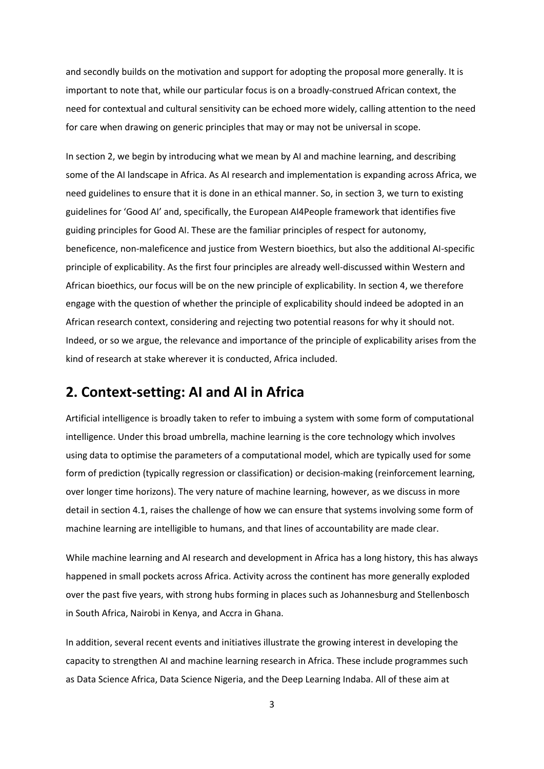and secondly builds on the motivation and support for adopting the proposal more generally. It is important to note that, while our particular focus is on a broadly-construed African context, the need for contextual and cultural sensitivity can be echoed more widely, calling attention to the need for care when drawing on generic principles that may or may not be universal in scope.

In section 2, we begin by introducing what we mean by AI and machine learning, and describing some of the AI landscape in Africa. As AI research and implementation is expanding across Africa, we need guidelines to ensure that it is done in an ethical manner. So, in section 3, we turn to existing guidelines for 'Good AI' and, specifically, the European AI4People framework that identifies five guiding principles for Good AI. These are the familiar principles of respect for autonomy, beneficence, non-maleficence and justice from Western bioethics, but also the additional AI-specific principle of explicability. As the first four principles are already well-discussed within Western and African bioethics, our focus will be on the new principle of explicability. In section 4, we therefore engage with the question of whether the principle of explicability should indeed be adopted in an African research context, considering and rejecting two potential reasons for why it should not. Indeed, or so we argue, the relevance and importance of the principle of explicability arises from the kind of research at stake wherever it is conducted, Africa included.

## 2. Context-setting: AI and AI in Africa

Artificial intelligence is broadly taken to refer to imbuing a system with some form of computational intelligence. Under this broad umbrella, machine learning is the core technology which involves using data to optimise the parameters of a computational model, which are typically used for some form of prediction (typically regression or classification) or decision-making (reinforcement learning, over longer time horizons). The very nature of machine learning, however, as we discuss in more detail in section 4.1, raises the challenge of how we can ensure that systems involving some form of machine learning are intelligible to humans, and that lines of accountability are made clear.

While machine learning and AI research and development in Africa has a long history, this has always happened in small pockets across Africa. Activity across the continent has more generally exploded over the past five years, with strong hubs forming in places such as Johannesburg and Stellenbosch in South Africa, Nairobi in Kenya, and Accra in Ghana.

In addition, several recent events and initiatives illustrate the growing interest in developing the capacity to strengthen AI and machine learning research in Africa. These include programmes such as Data Science Africa, Data Science Nigeria, and the Deep Learning Indaba. All of these aim at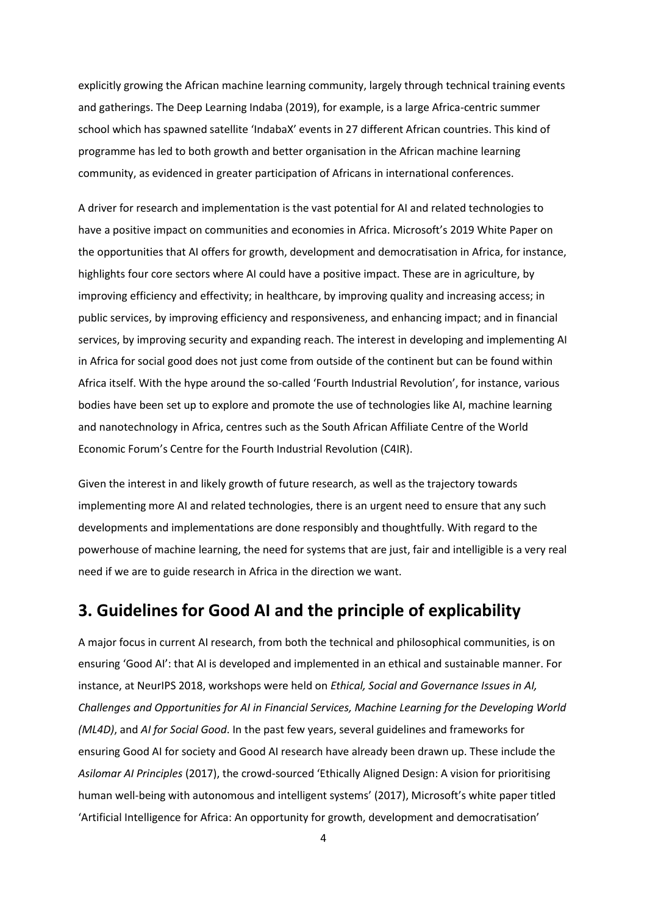explicitly growing the African machine learning community, largely through technical training events and gatherings. The Deep Learning Indaba (2019), for example, is a large Africa-centric summer school which has spawned satellite 'IndabaX' events in 27 different African countries. This kind of programme has led to both growth and better organisation in the African machine learning community, as evidenced in greater participation of Africans in international conferences.

A driver for research and implementation is the vast potential for AI and related technologies to have a positive impact on communities and economies in Africa. Microsoft's 2019 White Paper on the opportunities that AI offers for growth, development and democratisation in Africa, for instance, highlights four core sectors where AI could have a positive impact. These are in agriculture, by improving efficiency and effectivity; in healthcare, by improving quality and increasing access; in public services, by improving efficiency and responsiveness, and enhancing impact; and in financial services, by improving security and expanding reach. The interest in developing and implementing AI in Africa for social good does not just come from outside of the continent but can be found within Africa itself. With the hype around the so-called 'Fourth Industrial Revolution', for instance, various bodies have been set up to explore and promote the use of technologies like AI, machine learning and nanotechnology in Africa, centres such as the South African Affiliate Centre of the World Economic Forum's Centre for the Fourth Industrial Revolution (C4IR).

Given the interest in and likely growth of future research, as well as the trajectory towards implementing more AI and related technologies, there is an urgent need to ensure that any such developments and implementations are done responsibly and thoughtfully. With regard to the powerhouse of machine learning, the need for systems that are just, fair and intelligible is a very real need if we are to guide research in Africa in the direction we want.

## 3. Guidelines for Good AI and the principle of explicability

A major focus in current AI research, from both the technical and philosophical communities, is on ensuring 'Good AI': that AI is developed and implemented in an ethical and sustainable manner. For instance, at NeurIPS 2018, workshops were held on *Ethical, Social and Governance Issues in AI, Challenges and Opportunities for AI in Financial Services, Machine Learning for the Developing World (ML4D)*, and *AI for Social Good*. In the past few years, several guidelines and frameworks for ensuring Good AI for society and Good AI research have already been drawn up. These include the *Asilomar AI Principles* (2017), the crowd-sourced 'Ethically Aligned Design: A vision for prioritising human well-being with autonomous and intelligent systems' (2017), Microsoft's white paper titled 'Artificial Intelligence for Africa: An opportunity for growth, development and democratisation'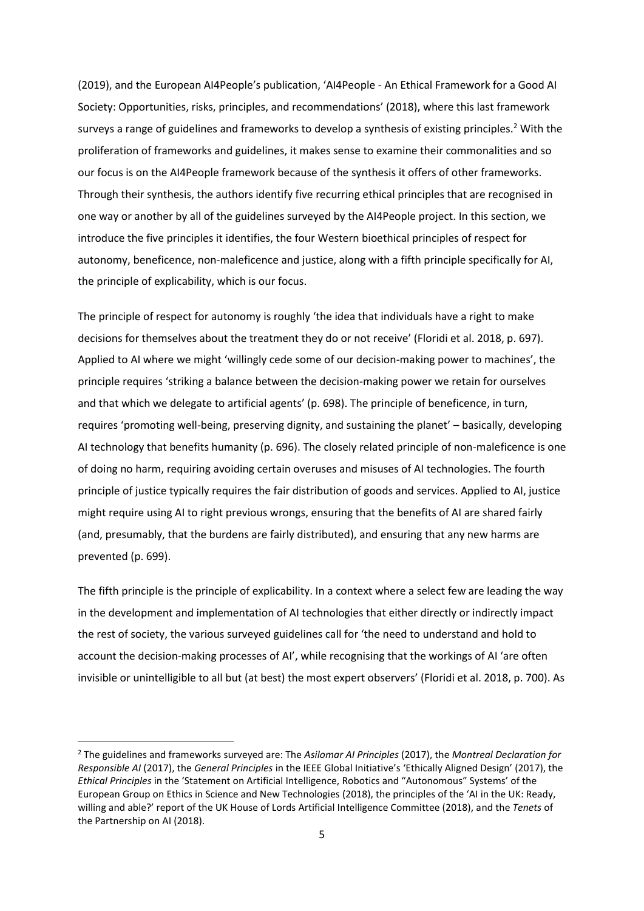(2019), and the European AI4People's publication, 'AI4People - An Ethical Framework for a Good AI Society: Opportunities, risks, principles, and recommendations' (2018), where this last framework surveys a range of guidelines and frameworks to develop a synthesis of existing principles.[2] With the proliferation of frameworks and guidelines, it makes sense to examine their commonalities and so our focus is on the AI4People framework because of the synthesis it offers of other frameworks. Through their synthesis, the authors identify five recurring ethical principles that are recognised in one way or another by all of the guidelines surveyed by the AI4People project. In this section, we introduce the five principles it identifies, the four Western bioethical principles of respect for autonomy, beneficence, non-maleficence and justice, along with a fifth principle specifically for AI, the principle of explicability, which is our focus.

The principle of respect for autonomy is roughly 'the idea that individuals have a right to make decisions for themselves about the treatment they do or not receive' (Floridi et al. 2018, p. 697). Applied to AI where we might 'willingly cede some of our decision-making power to machines', the principle requires 'striking a balance between the decision-making power we retain for ourselves and that which we delegate to artificial agents' (p. 698). The principle of beneficence, in turn, requires 'promoting well-being, preserving dignity, and sustaining the planet' – basically, developing AI technology that benefits humanity (p. 696). The closely related principle of non-maleficence is one of doing no harm, requiring avoiding certain overuses and misuses of AI technologies. The fourth principle of justice typically requires the fair distribution of goods and services. Applied to AI, justice might require using AI to right previous wrongs, ensuring that the benefits of AI are shared fairly (and, presumably, that the burdens are fairly distributed), and ensuring that any new harms are prevented (p. 699).

The fifth principle is the principle of explicability. In a context where a select few are leading the way in the development and implementation of AI technologies that either directly or indirectly impact the rest of society, the various surveyed guidelines call for 'the need to understand and hold to account the decision-making processes of AI', while recognising that the workings of AI 'are often invisible or unintelligible to all but (at best) the most expert observers' (Floridi et al. 2018, p. 700). As

---

[2] The guidelines and frameworks surveyed are: The *Asilomar AI Principles* (2017), the *Montreal Declaration for Responsible AI* (2017), the *General Principles* in the IEEE Global Initiative's 'Ethically Aligned Design' (2017), the *Ethical Principles* in the 'Statement on Artificial Intelligence, Robotics and "Autonomous" Systems' of the European Group on Ethics in Science and New Technologies (2018), the principles of the 'AI in the UK: Ready, willing and able?' report of the UK House of Lords Artificial Intelligence Committee (2018), and the *Tenets* of the Partnership on AI (2018).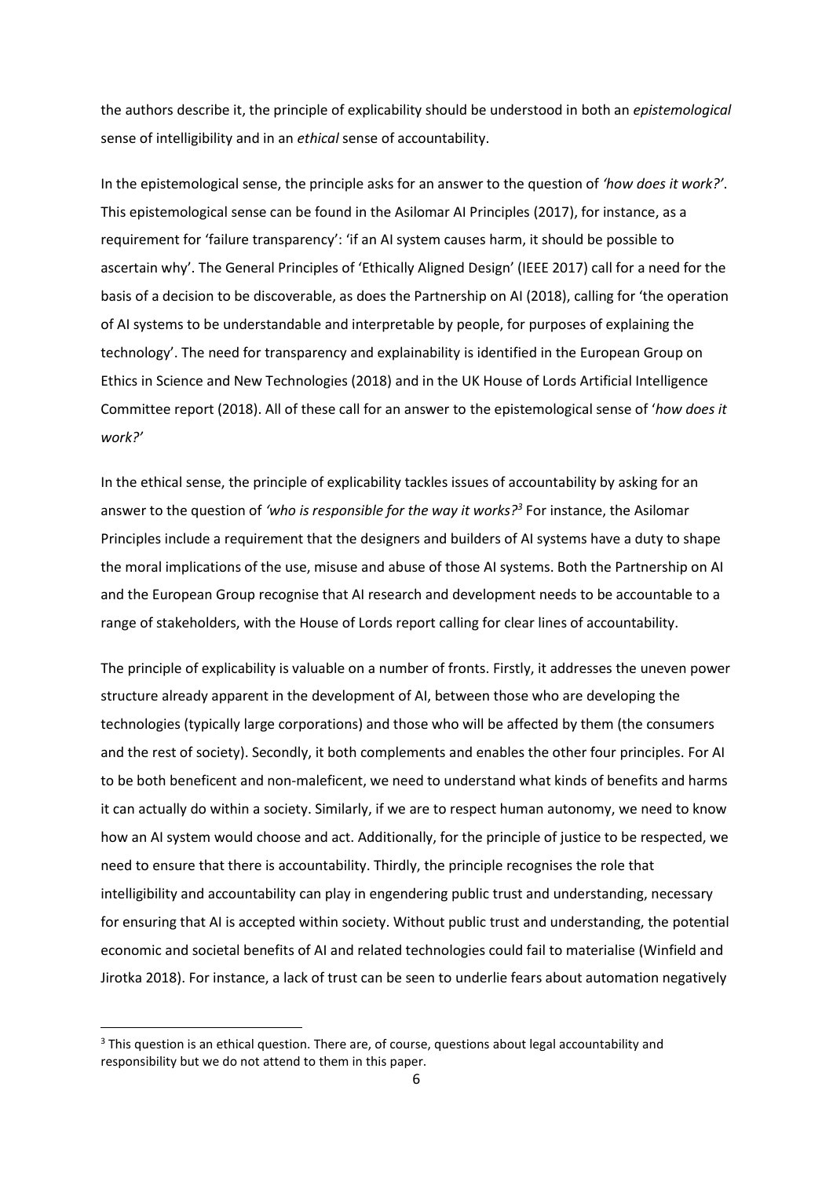the authors describe it, the principle of explicability should be understood in both an *epistemological* sense of intelligibility and in an *ethical* sense of accountability.

In the epistemological sense, the principle asks for an answer to the question of *'how does it work?'*. This epistemological sense can be found in the Asilomar AI Principles (2017), for instance, as a requirement for 'failure transparency': 'if an AI system causes harm, it should be possible to ascertain why'. The General Principles of 'Ethically Aligned Design' (IEEE 2017) call for a need for the basis of a decision to be discoverable, as does the Partnership on AI (2018), calling for 'the operation of AI systems to be understandable and interpretable by people, for purposes of explaining the technology'. The need for transparency and explainability is identified in the European Group on Ethics in Science and New Technologies (2018) and in the UK House of Lords Artificial Intelligence Committee report (2018). All of these call for an answer to the epistemological sense of '*how does it work?'*

In the ethical sense, the principle of explicability tackles issues of accountability by asking for an answer to the question of *'who is responsible for the way it works?*[3] For instance, the Asilomar Principles include a requirement that the designers and builders of AI systems have a duty to shape the moral implications of the use, misuse and abuse of those AI systems. Both the Partnership on AI and the European Group recognise that AI research and development needs to be accountable to a range of stakeholders, with the House of Lords report calling for clear lines of accountability.

The principle of explicability is valuable on a number of fronts. Firstly, it addresses the uneven power structure already apparent in the development of AI, between those who are developing the technologies (typically large corporations) and those who will be affected by them (the consumers and the rest of society). Secondly, it both complements and enables the other four principles. For AI to be both beneficent and non-maleficent, we need to understand what kinds of benefits and harms it can actually do within a society. Similarly, if we are to respect human autonomy, we need to know how an AI system would choose and act. Additionally, for the principle of justice to be respected, we need to ensure that there is accountability. Thirdly, the principle recognises the role that intelligibility and accountability can play in engendering public trust and understanding, necessary for ensuring that AI is accepted within society. Without public trust and understanding, the potential economic and societal benefits of AI and related technologies could fail to materialise (Winfield and Jirotka 2018). For instance, a lack of trust can be seen to underlie fears about automation negatively

[3] This question is an ethical question. There are, of course, questions about legal accountability and responsibility but we do not attend to them in this paper.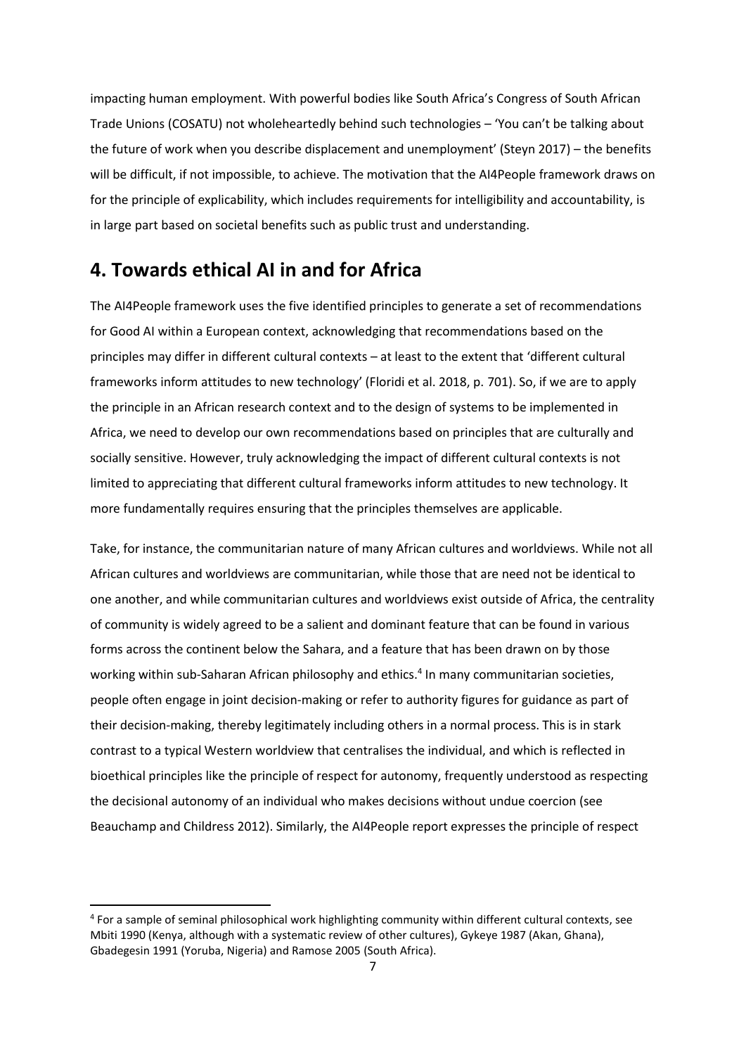impacting human employment. With powerful bodies like South Africa's Congress of South African Trade Unions (COSATU) not wholeheartedly behind such technologies – 'You can't be talking about the future of work when you describe displacement and unemployment' (Steyn 2017) – the benefits will be difficult, if not impossible, to achieve. The motivation that the AI4People framework draws on for the principle of explicability, which includes requirements for intelligibility and accountability, is in large part based on societal benefits such as public trust and understanding.

## 4. Towards ethical AI in and for Africa

The AI4People framework uses the five identified principles to generate a set of recommendations for Good AI within a European context, acknowledging that recommendations based on the principles may differ in different cultural contexts – at least to the extent that 'different cultural frameworks inform attitudes to new technology' (Floridi et al. 2018, p. 701). So, if we are to apply the principle in an African research context and to the design of systems to be implemented in Africa, we need to develop our own recommendations based on principles that are culturally and socially sensitive. However, truly acknowledging the impact of different cultural contexts is not limited to appreciating that different cultural frameworks inform attitudes to new technology. It more fundamentally requires ensuring that the principles themselves are applicable.

Take, for instance, the communitarian nature of many African cultures and worldviews. While not all African cultures and worldviews are communitarian, while those that are need not be identical to one another, and while communitarian cultures and worldviews exist outside of Africa, the centrality of community is widely agreed to be a salient and dominant feature that can be found in various forms across the continent below the Sahara, and a feature that has been drawn on by those working within sub-Saharan African philosophy and ethics.[4] In many communitarian societies, people often engage in joint decision-making or refer to authority figures for guidance as part of their decision-making, thereby legitimately including others in a normal process. This is in stark contrast to a typical Western worldview that centralises the individual, and which is reflected in bioethical principles like the principle of respect for autonomy, frequently understood as respecting the decisional autonomy of an individual who makes decisions without undue coercion (see Beauchamp and Childress 2012). Similarly, the AI4People report expresses the principle of respect

[4] For a sample of seminal philosophical work highlighting community within different cultural contexts, see Mbiti 1990 (Kenya, although with a systematic review of other cultures), Gykeye 1987 (Akan, Ghana), Gbadegesin 1991 (Yoruba, Nigeria) and Ramose 2005 (South Africa).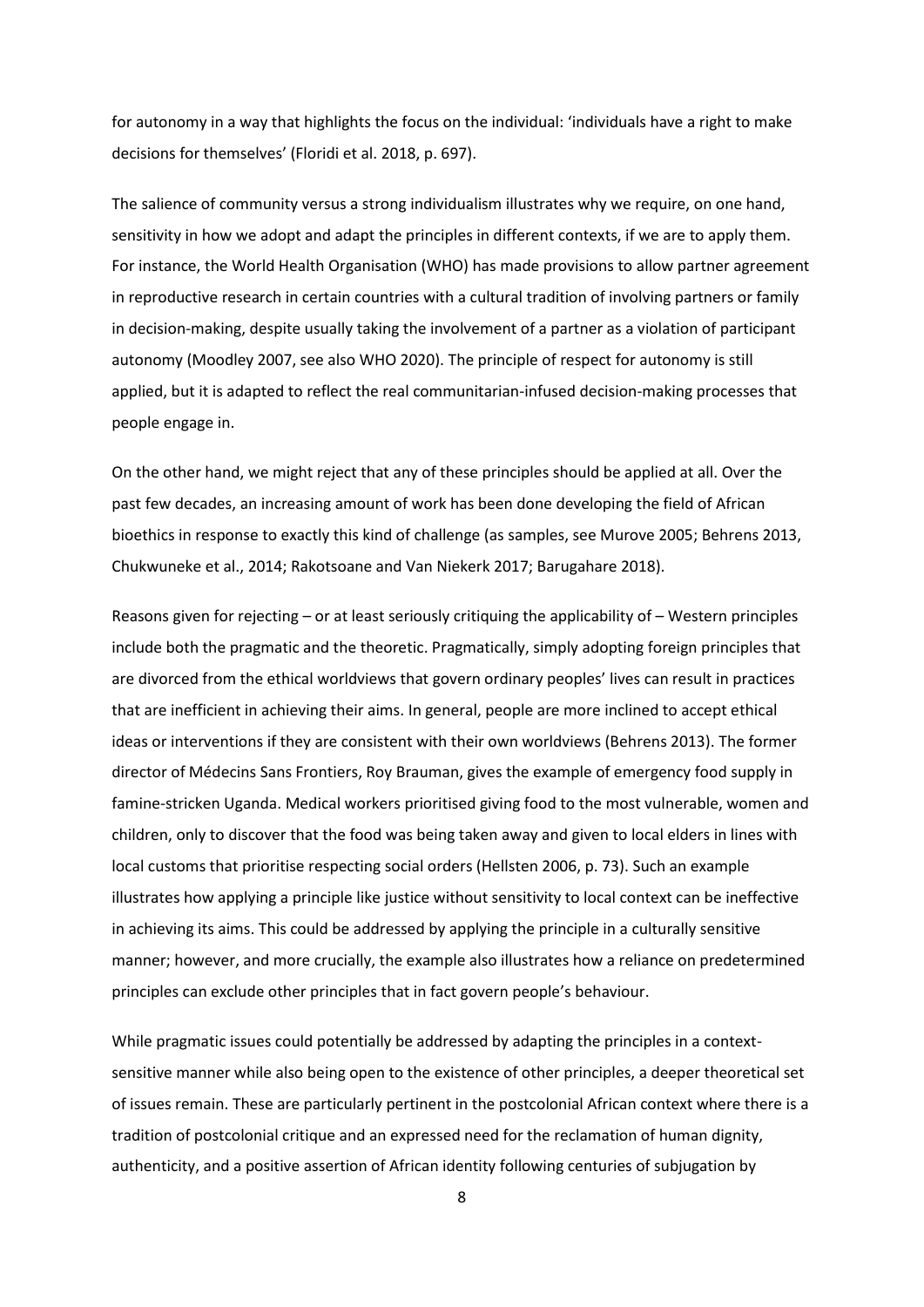for autonomy in a way that highlights the focus on the individual: 'individuals have a right to make decisions for themselves' (Floridi et al. 2018, p. 697).

The salience of community versus a strong individualism illustrates why we require, on one hand, sensitivity in how we adopt and adapt the principles in different contexts, if we are to apply them. For instance, the World Health Organisation (WHO) has made provisions to allow partner agreement in reproductive research in certain countries with a cultural tradition of involving partners or family in decision-making, despite usually taking the involvement of a partner as a violation of participant autonomy (Moodley 2007, see also WHO 2020). The principle of respect for autonomy is still applied, but it is adapted to reflect the real communitarian-infused decision-making processes that people engage in.

On the other hand, we might reject that any of these principles should be applied at all. Over the past few decades, an increasing amount of work has been done developing the field of African bioethics in response to exactly this kind of challenge (as samples, see Murove 2005; Behrens 2013, Chukwuneke et al., 2014; Rakotsoane and Van Niekerk 2017; Barugahare 2018).

Reasons given for rejecting – or at least seriously critiquing the applicability of – Western principles include both the pragmatic and the theoretic. Pragmatically, simply adopting foreign principles that are divorced from the ethical worldviews that govern ordinary peoples' lives can result in practices that are inefficient in achieving their aims. In general, people are more inclined to accept ethical ideas or interventions if they are consistent with their own worldviews (Behrens 2013). The former director of Médecins Sans Frontiers, Roy Brauman, gives the example of emergency food supply in famine-stricken Uganda. Medical workers prioritised giving food to the most vulnerable, women and children, only to discover that the food was being taken away and given to local elders in lines with local customs that prioritise respecting social orders (Hellsten 2006, p. 73). Such an example illustrates how applying a principle like justice without sensitivity to local context can be ineffective in achieving its aims. This could be addressed by applying the principle in a culturally sensitive manner; however, and more crucially, the example also illustrates how a reliance on predetermined principles can exclude other principles that in fact govern people's behaviour.

While pragmatic issues could potentially be addressed by adapting the principles in a context-sensitive manner while also being open to the existence of other principles, a deeper theoretical set of issues remain. These are particularly pertinent in the postcolonial African context where there is a tradition of postcolonial critique and an expressed need for the reclamation of human dignity, authenticity, and a positive assertion of African identity following centuries of subjugation by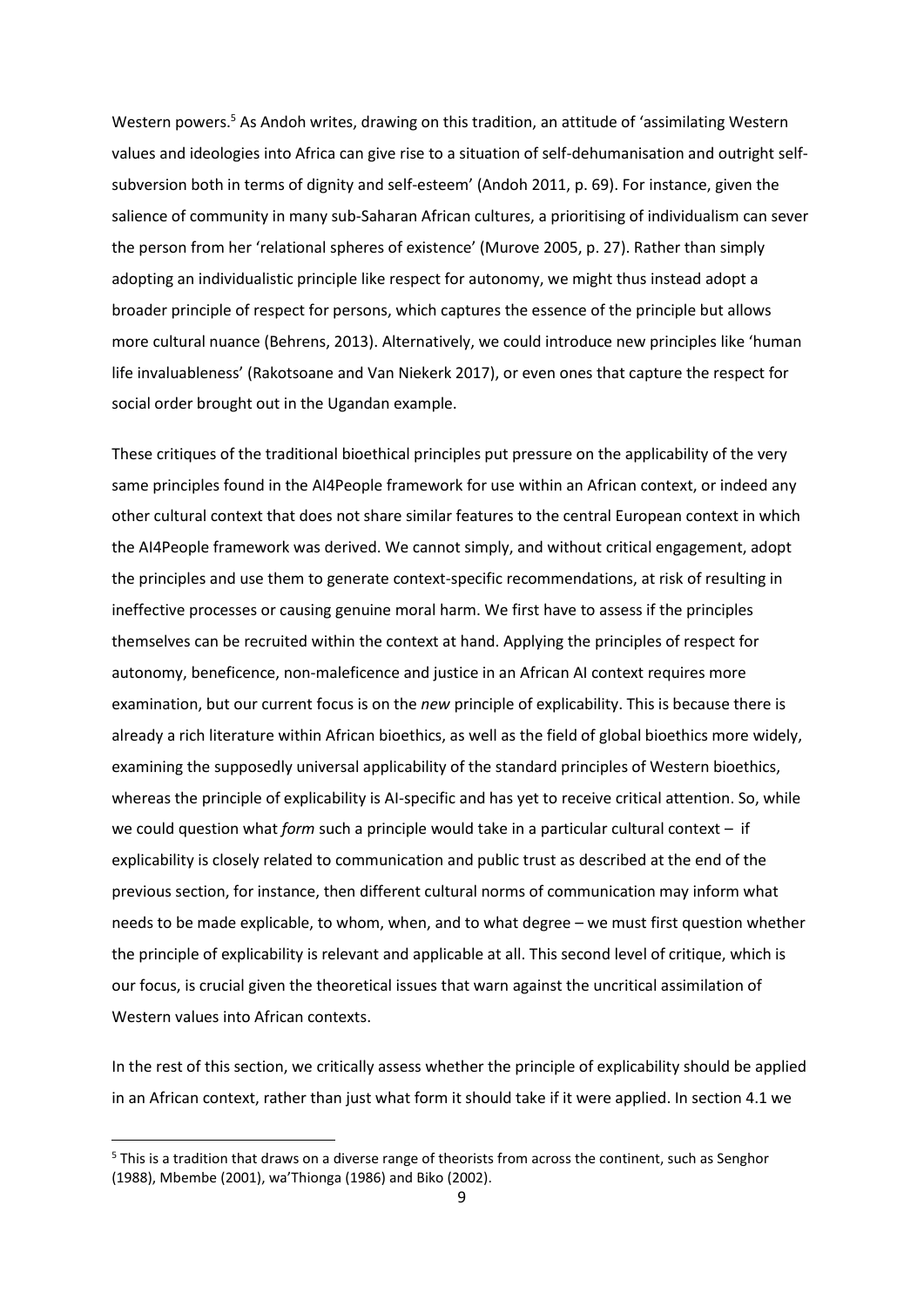Western powers.[5] As Andoh writes, drawing on this tradition, an attitude of 'assimilating Western values and ideologies into Africa can give rise to a situation of self-dehumanisation and outright self-subversion both in terms of dignity and self-esteem' (Andoh 2011, p. 69). For instance, given the salience of community in many sub-Saharan African cultures, a prioritising of individualism can sever the person from her 'relational spheres of existence' (Murove 2005, p. 27). Rather than simply adopting an individualistic principle like respect for autonomy, we might thus instead adopt a broader principle of respect for persons, which captures the essence of the principle but allows more cultural nuance (Behrens, 2013). Alternatively, we could introduce new principles like 'human life invaluableness' (Rakotsoane and Van Niekerk 2017), or even ones that capture the respect for social order brought out in the Ugandan example.

These critiques of the traditional bioethical principles put pressure on the applicability of the very same principles found in the AI4People framework for use within an African context, or indeed any other cultural context that does not share similar features to the central European context in which the AI4People framework was derived. We cannot simply, and without critical engagement, adopt the principles and use them to generate context-specific recommendations, at risk of resulting in ineffective processes or causing genuine moral harm. We first have to assess if the principles themselves can be recruited within the context at hand. Applying the principles of respect for autonomy, beneficence, non-maleficence and justice in an African AI context requires more examination, but our current focus is on the *new* principle of explicability. This is because there is already a rich literature within African bioethics, as well as the field of global bioethics more widely, examining the supposedly universal applicability of the standard principles of Western bioethics, whereas the principle of explicability is AI-specific and has yet to receive critical attention. So, while we could question what *form* such a principle would take in a particular cultural context – if explicability is closely related to communication and public trust as described at the end of the previous section, for instance, then different cultural norms of communication may inform what needs to be made explicable, to whom, when, and to what degree – we must first question whether the principle of explicability is relevant and applicable at all. This second level of critique, which is our focus, is crucial given the theoretical issues that warn against the uncritical assimilation of Western values into African contexts.

In the rest of this section, we critically assess whether the principle of explicability should be applied in an African context, rather than just what form it should take if it were applied. In section 4.1 we

[5] This is a tradition that draws on a diverse range of theorists from across the continent, such as Senghor (1988), Mbembe (2001), wa'Thionga (1986) and Biko (2002).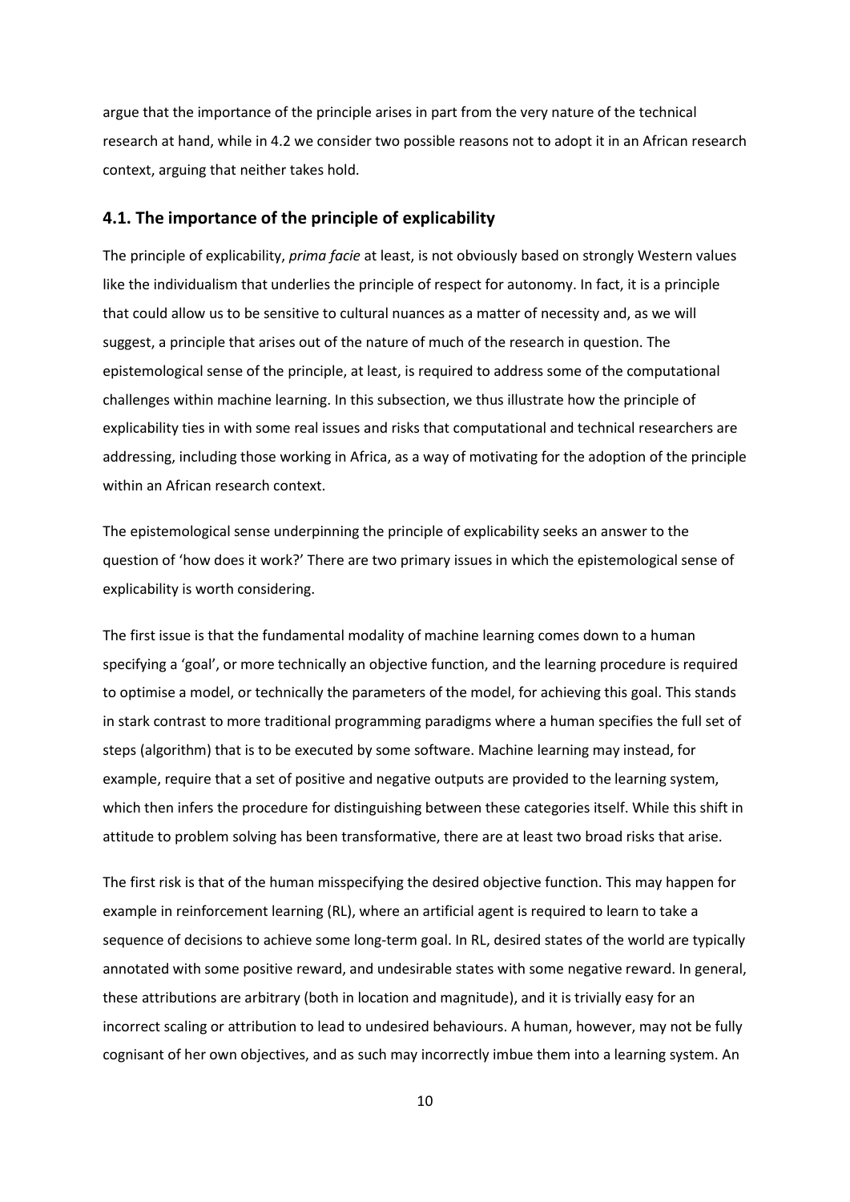argue that the importance of the principle arises in part from the very nature of the technical research at hand, while in 4.2 we consider two possible reasons not to adopt it in an African research context, arguing that neither takes hold.

### 4.1. The importance of the principle of explicability

The principle of explicability, *prima facie* at least, is not obviously based on strongly Western values like the individualism that underlies the principle of respect for autonomy. In fact, it is a principle that could allow us to be sensitive to cultural nuances as a matter of necessity and, as we will suggest, a principle that arises out of the nature of much of the research in question. The epistemological sense of the principle, at least, is required to address some of the computational challenges within machine learning. In this subsection, we thus illustrate how the principle of explicability ties in with some real issues and risks that computational and technical researchers are addressing, including those working in Africa, as a way of motivating for the adoption of the principle within an African research context.

The epistemological sense underpinning the principle of explicability seeks an answer to the question of 'how does it work?' There are two primary issues in which the epistemological sense of explicability is worth considering.

The first issue is that the fundamental modality of machine learning comes down to a human specifying a 'goal', or more technically an objective function, and the learning procedure is required to optimise a model, or technically the parameters of the model, for achieving this goal. This stands in stark contrast to more traditional programming paradigms where a human specifies the full set of steps (algorithm) that is to be executed by some software. Machine learning may instead, for example, require that a set of positive and negative outputs are provided to the learning system, which then infers the procedure for distinguishing between these categories itself. While this shift in attitude to problem solving has been transformative, there are at least two broad risks that arise.

The first risk is that of the human misspecifying the desired objective function. This may happen for example in reinforcement learning (RL), where an artificial agent is required to learn to take a sequence of decisions to achieve some long-term goal. In RL, desired states of the world are typically annotated with some positive reward, and undesirable states with some negative reward. In general, these attributions are arbitrary (both in location and magnitude), and it is trivially easy for an incorrect scaling or attribution to lead to undesired behaviours. A human, however, may not be fully cognisant of her own objectives, and as such may incorrectly imbue them into a learning system. An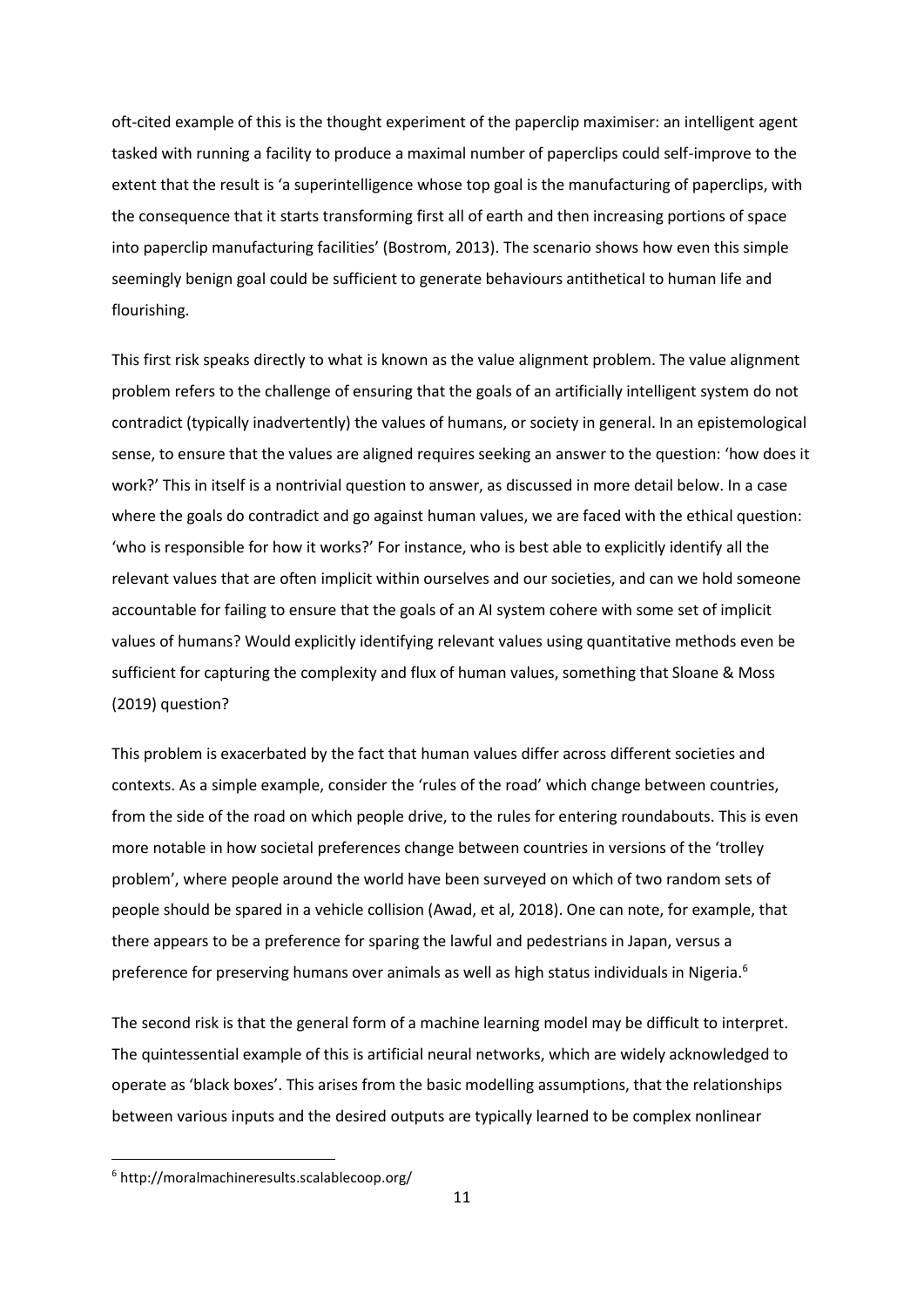oft-cited example of this is the thought experiment of the paperclip maximiser: an intelligent agent tasked with running a facility to produce a maximal number of paperclips could self-improve to the extent that the result is 'a superintelligence whose top goal is the manufacturing of paperclips, with the consequence that it starts transforming first all of earth and then increasing portions of space into paperclip manufacturing facilities' (Bostrom, 2013). The scenario shows how even this simple seemingly benign goal could be sufficient to generate behaviours antithetical to human life and flourishing.

This first risk speaks directly to what is known as the value alignment problem. The value alignment problem refers to the challenge of ensuring that the goals of an artificially intelligent system do not contradict (typically inadvertently) the values of humans, or society in general. In an epistemological sense, to ensure that the values are aligned requires seeking an answer to the question: 'how does it work?' This in itself is a nontrivial question to answer, as discussed in more detail below. In a case where the goals do contradict and go against human values, we are faced with the ethical question: 'who is responsible for how it works?' For instance, who is best able to explicitly identify all the relevant values that are often implicit within ourselves and our societies, and can we hold someone accountable for failing to ensure that the goals of an AI system cohere with some set of implicit values of humans? Would explicitly identifying relevant values using quantitative methods even be sufficient for capturing the complexity and flux of human values, something that Sloane & Moss (2019) question?

This problem is exacerbated by the fact that human values differ across different societies and contexts. As a simple example, consider the 'rules of the road' which change between countries, from the side of the road on which people drive, to the rules for entering roundabouts. This is even more notable in how societal preferences change between countries in versions of the 'trolley problem', where people around the world have been surveyed on which of two random sets of people should be spared in a vehicle collision (Awad, et al, 2018). One can note, for example, that there appears to be a preference for sparing the lawful and pedestrians in Japan, versus a preference for preserving humans over animals as well as high status individuals in Nigeria.[6]

The second risk is that the general form of a machine learning model may be difficult to interpret. The quintessential example of this is artificial neural networks, which are widely acknowledged to operate as 'black boxes'. This arises from the basic modelling assumptions, that the relationships between various inputs and the desired outputs are typically learned to be complex nonlinear

[6] http://moralmachineresults.scalablecoop.org/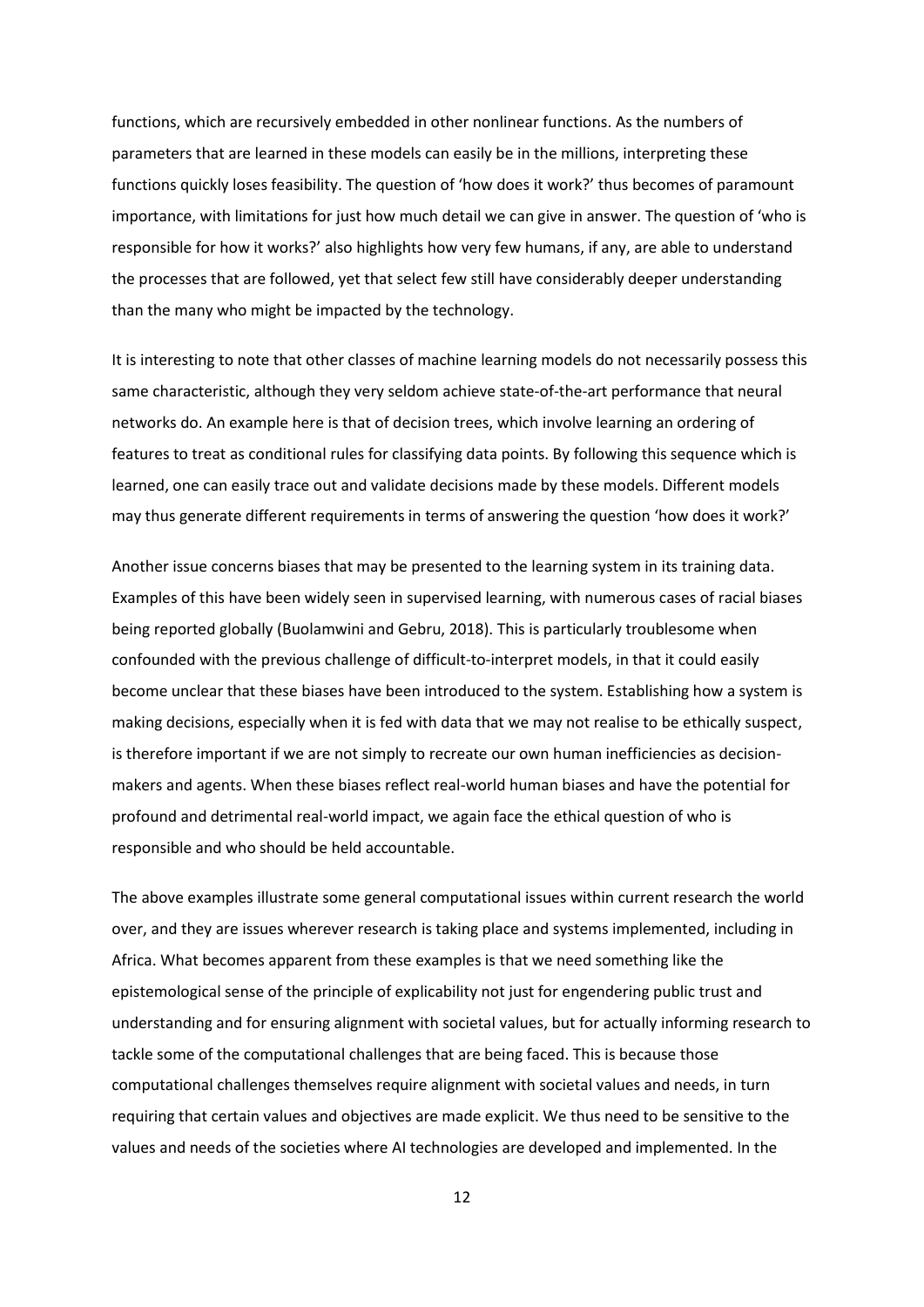functions, which are recursively embedded in other nonlinear functions. As the numbers of parameters that are learned in these models can easily be in the millions, interpreting these functions quickly loses feasibility. The question of 'how does it work?' thus becomes of paramount importance, with limitations for just how much detail we can give in answer. The question of 'who is responsible for how it works?' also highlights how very few humans, if any, are able to understand the processes that are followed, yet that select few still have considerably deeper understanding than the many who might be impacted by the technology.

It is interesting to note that other classes of machine learning models do not necessarily possess this same characteristic, although they very seldom achieve state-of-the-art performance that neural networks do. An example here is that of decision trees, which involve learning an ordering of features to treat as conditional rules for classifying data points. By following this sequence which is learned, one can easily trace out and validate decisions made by these models. Different models may thus generate different requirements in terms of answering the question 'how does it work?'

Another issue concerns biases that may be presented to the learning system in its training data. Examples of this have been widely seen in supervised learning, with numerous cases of racial biases being reported globally (Buolamwini and Gebru, 2018). This is particularly troublesome when confounded with the previous challenge of difficult-to-interpret models, in that it could easily become unclear that these biases have been introduced to the system. Establishing how a system is making decisions, especially when it is fed with data that we may not realise to be ethically suspect, is therefore important if we are not simply to recreate our own human inefficiencies as decision-makers and agents. When these biases reflect real-world human biases and have the potential for profound and detrimental real-world impact, we again face the ethical question of who is responsible and who should be held accountable.

The above examples illustrate some general computational issues within current research the world over, and they are issues wherever research is taking place and systems implemented, including in Africa. What becomes apparent from these examples is that we need something like the epistemological sense of the principle of explicability not just for engendering public trust and understanding and for ensuring alignment with societal values, but for actually informing research to tackle some of the computational challenges that are being faced. This is because those computational challenges themselves require alignment with societal values and needs, in turn requiring that certain values and objectives are made explicit. We thus need to be sensitive to the values and needs of the societies where AI technologies are developed and implemented. In the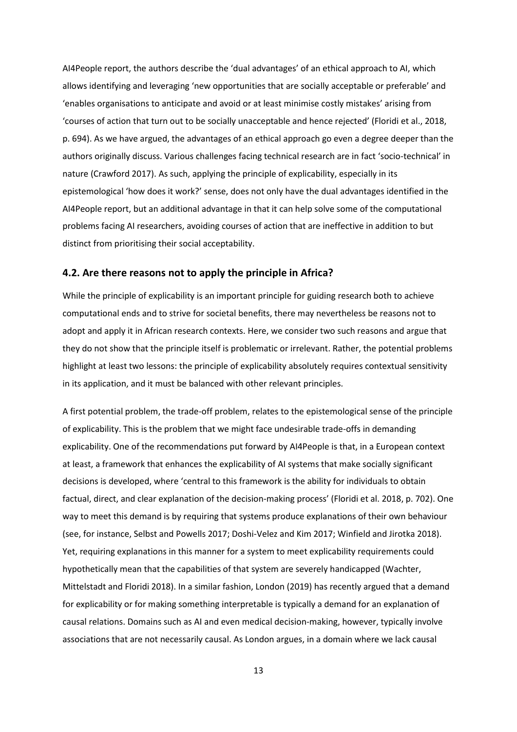AI4People report, the authors describe the 'dual advantages' of an ethical approach to AI, which allows identifying and leveraging 'new opportunities that are socially acceptable or preferable' and 'enables organisations to anticipate and avoid or at least minimise costly mistakes' arising from 'courses of action that turn out to be socially unacceptable and hence rejected' (Floridi et al., 2018, p. 694). As we have argued, the advantages of an ethical approach go even a degree deeper than the authors originally discuss. Various challenges facing technical research are in fact 'socio-technical' in nature (Crawford 2017). As such, applying the principle of explicability, especially in its epistemological 'how does it work?' sense, does not only have the dual advantages identified in the AI4People report, but an additional advantage in that it can help solve some of the computational problems facing AI researchers, avoiding courses of action that are ineffective in addition to but distinct from prioritising their social acceptability.

## 4.2. Are there reasons not to apply the principle in Africa?

While the principle of explicability is an important principle for guiding research both to achieve computational ends and to strive for societal benefits, there may nevertheless be reasons not to adopt and apply it in African research contexts. Here, we consider two such reasons and argue that they do not show that the principle itself is problematic or irrelevant. Rather, the potential problems highlight at least two lessons: the principle of explicability absolutely requires contextual sensitivity in its application, and it must be balanced with other relevant principles.

A first potential problem, the trade-off problem, relates to the epistemological sense of the principle of explicability. This is the problem that we might face undesirable trade-offs in demanding explicability. One of the recommendations put forward by AI4People is that, in a European context at least, a framework that enhances the explicability of AI systems that make socially significant decisions is developed, where 'central to this framework is the ability for individuals to obtain factual, direct, and clear explanation of the decision-making process' (Floridi et al. 2018, p. 702). One way to meet this demand is by requiring that systems produce explanations of their own behaviour (see, for instance, Selbst and Powells 2017; Doshi-Velez and Kim 2017; Winfield and Jirotka 2018). Yet, requiring explanations in this manner for a system to meet explicability requirements could hypothetically mean that the capabilities of that system are severely handicapped (Wachter, Mittelstadt and Floridi 2018). In a similar fashion, London (2019) has recently argued that a demand for explicability or for making something interpretable is typically a demand for an explanation of causal relations. Domains such as AI and even medical decision-making, however, typically involve associations that are not necessarily causal. As London argues, in a domain where we lack causal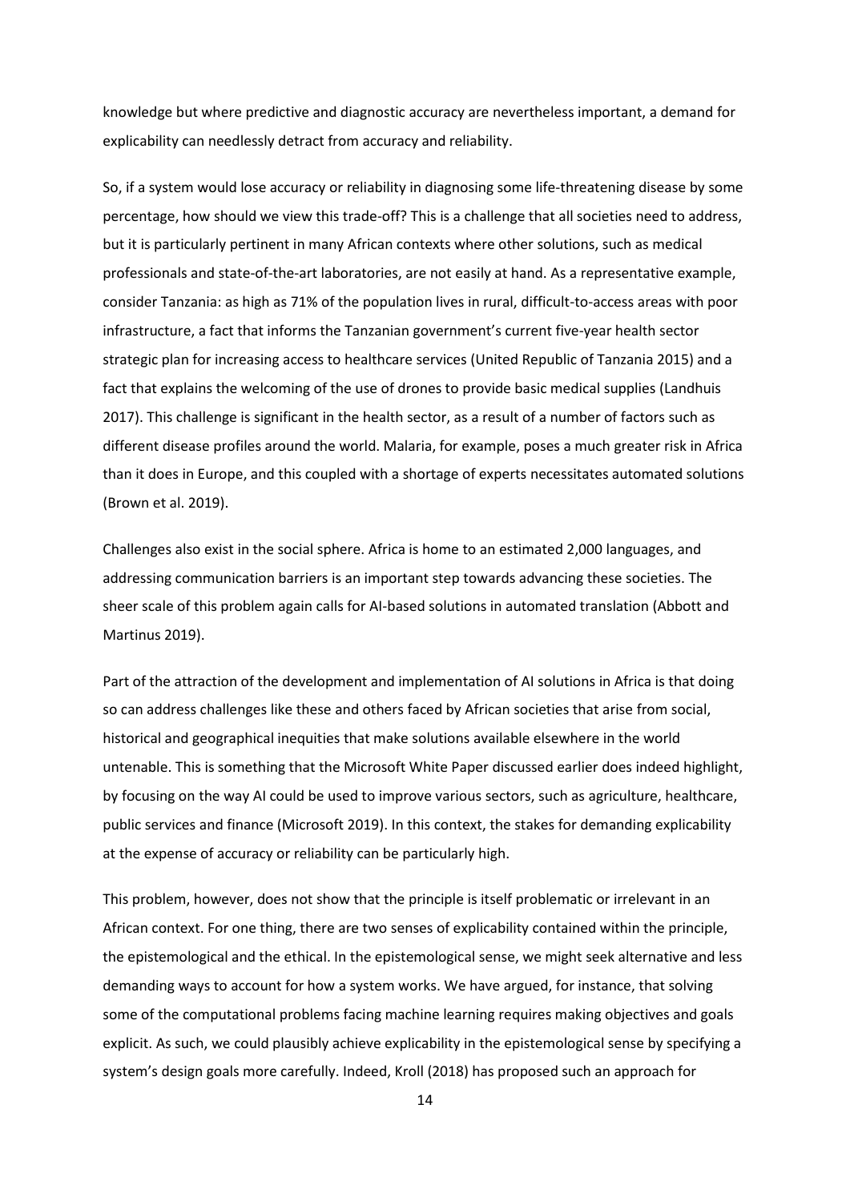knowledge but where predictive and diagnostic accuracy are nevertheless important, a demand for explicability can needlessly detract from accuracy and reliability.

So, if a system would lose accuracy or reliability in diagnosing some life-threatening disease by some percentage, how should we view this trade-off? This is a challenge that all societies need to address, but it is particularly pertinent in many African contexts where other solutions, such as medical professionals and state-of-the-art laboratories, are not easily at hand. As a representative example, consider Tanzania: as high as 71% of the population lives in rural, difficult-to-access areas with poor infrastructure, a fact that informs the Tanzanian government's current five-year health sector strategic plan for increasing access to healthcare services (United Republic of Tanzania 2015) and a fact that explains the welcoming of the use of drones to provide basic medical supplies (Landhuis 2017). This challenge is significant in the health sector, as a result of a number of factors such as different disease profiles around the world. Malaria, for example, poses a much greater risk in Africa than it does in Europe, and this coupled with a shortage of experts necessitates automated solutions (Brown et al. 2019).

Challenges also exist in the social sphere. Africa is home to an estimated 2,000 languages, and addressing communication barriers is an important step towards advancing these societies. The sheer scale of this problem again calls for AI-based solutions in automated translation (Abbott and Martinus 2019).

Part of the attraction of the development and implementation of AI solutions in Africa is that doing so can address challenges like these and others faced by African societies that arise from social, historical and geographical inequities that make solutions available elsewhere in the world untenable. This is something that the Microsoft White Paper discussed earlier does indeed highlight, by focusing on the way AI could be used to improve various sectors, such as agriculture, healthcare, public services and finance (Microsoft 2019). In this context, the stakes for demanding explicability at the expense of accuracy or reliability can be particularly high.

This problem, however, does not show that the principle is itself problematic or irrelevant in an African context. For one thing, there are two senses of explicability contained within the principle, the epistemological and the ethical. In the epistemological sense, we might seek alternative and less demanding ways to account for how a system works. We have argued, for instance, that solving some of the computational problems facing machine learning requires making objectives and goals explicit. As such, we could plausibly achieve explicability in the epistemological sense by specifying a system's design goals more carefully. Indeed, Kroll (2018) has proposed such an approach for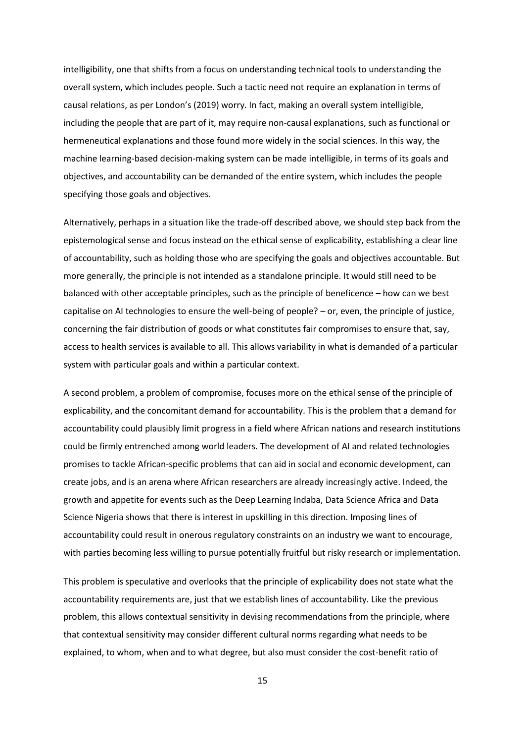intelligibility, one that shifts from a focus on understanding technical tools to understanding the overall system, which includes people. Such a tactic need not require an explanation in terms of causal relations, as per London's (2019) worry. In fact, making an overall system intelligible, including the people that are part of it, may require non-causal explanations, such as functional or hermeneutical explanations and those found more widely in the social sciences. In this way, the machine learning-based decision-making system can be made intelligible, in terms of its goals and objectives, and accountability can be demanded of the entire system, which includes the people specifying those goals and objectives.

Alternatively, perhaps in a situation like the trade-off described above, we should step back from the epistemological sense and focus instead on the ethical sense of explicability, establishing a clear line of accountability, such as holding those who are specifying the goals and objectives accountable. But more generally, the principle is not intended as a standalone principle. It would still need to be balanced with other acceptable principles, such as the principle of beneficence – how can we best capitalise on AI technologies to ensure the well-being of people? – or, even, the principle of justice, concerning the fair distribution of goods or what constitutes fair compromises to ensure that, say, access to health services is available to all. This allows variability in what is demanded of a particular system with particular goals and within a particular context.

A second problem, a problem of compromise, focuses more on the ethical sense of the principle of explicability, and the concomitant demand for accountability. This is the problem that a demand for accountability could plausibly limit progress in a field where African nations and research institutions could be firmly entrenched among world leaders. The development of AI and related technologies promises to tackle African-specific problems that can aid in social and economic development, can create jobs, and is an arena where African researchers are already increasingly active. Indeed, the growth and appetite for events such as the Deep Learning Indaba, Data Science Africa and Data Science Nigeria shows that there is interest in upskilling in this direction. Imposing lines of accountability could result in onerous regulatory constraints on an industry we want to encourage, with parties becoming less willing to pursue potentially fruitful but risky research or implementation.

This problem is speculative and overlooks that the principle of explicability does not state what the accountability requirements are, just that we establish lines of accountability. Like the previous problem, this allows contextual sensitivity in devising recommendations from the principle, where that contextual sensitivity may consider different cultural norms regarding what needs to be explained, to whom, when and to what degree, but also must consider the cost-benefit ratio of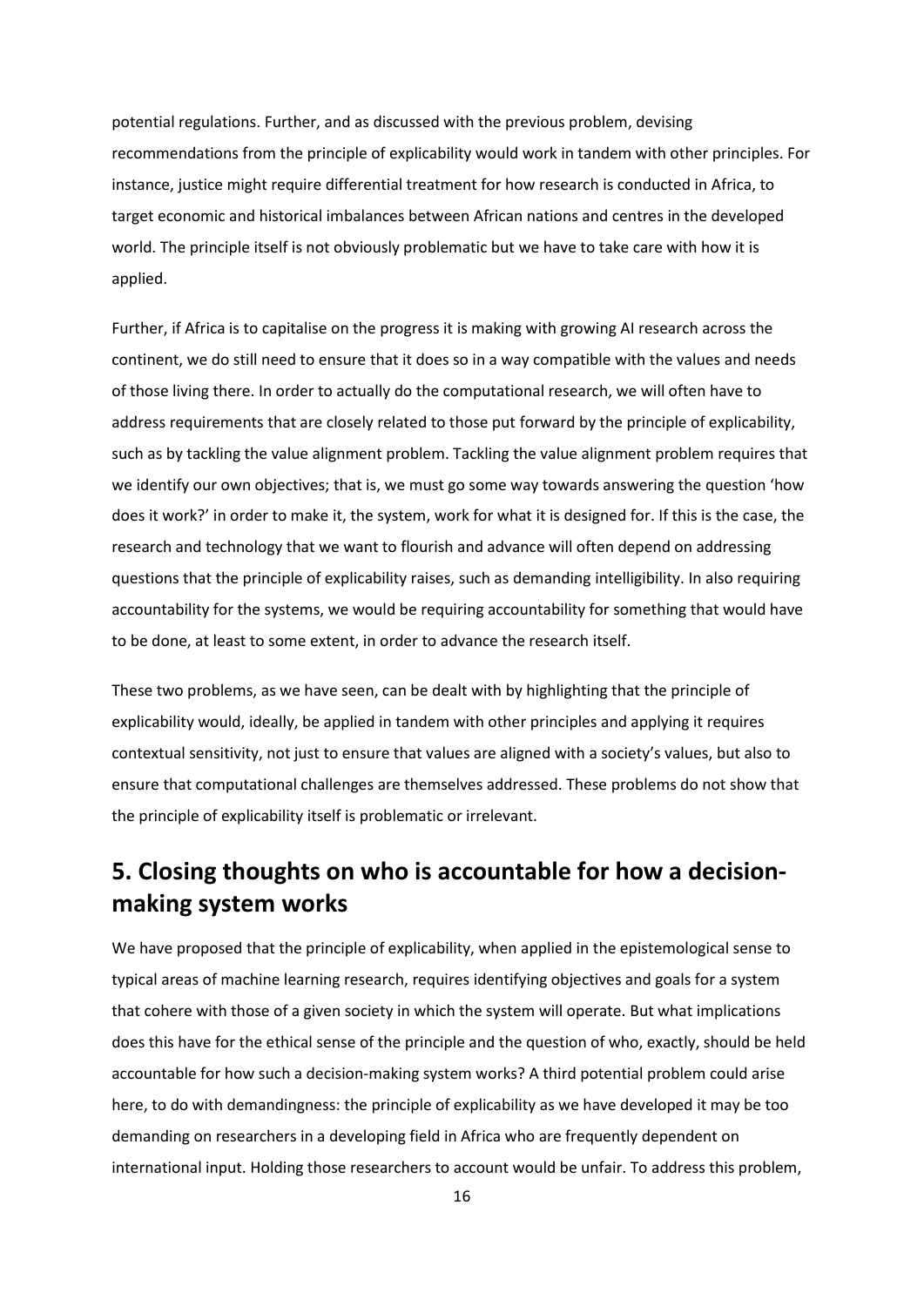potential regulations. Further, and as discussed with the previous problem, devising recommendations from the principle of explicability would work in tandem with other principles. For instance, justice might require differential treatment for how research is conducted in Africa, to target economic and historical imbalances between African nations and centres in the developed world. The principle itself is not obviously problematic but we have to take care with how it is applied.

Further, if Africa is to capitalise on the progress it is making with growing AI research across the continent, we do still need to ensure that it does so in a way compatible with the values and needs of those living there. In order to actually do the computational research, we will often have to address requirements that are closely related to those put forward by the principle of explicability, such as by tackling the value alignment problem. Tackling the value alignment problem requires that we identify our own objectives; that is, we must go some way towards answering the question 'how does it work?' in order to make it, the system, work for what it is designed for. If this is the case, the research and technology that we want to flourish and advance will often depend on addressing questions that the principle of explicability raises, such as demanding intelligibility. In also requiring accountability for the systems, we would be requiring accountability for something that would have to be done, at least to some extent, in order to advance the research itself.

These two problems, as we have seen, can be dealt with by highlighting that the principle of explicability would, ideally, be applied in tandem with other principles and applying it requires contextual sensitivity, not just to ensure that values are aligned with a society's values, but also to ensure that computational challenges are themselves addressed. These problems do not show that the principle of explicability itself is problematic or irrelevant.

# 5. Closing thoughts on who is accountable for how a decision-making system works

We have proposed that the principle of explicability, when applied in the epistemological sense to typical areas of machine learning research, requires identifying objectives and goals for a system that cohere with those of a given society in which the system will operate. But what implications does this have for the ethical sense of the principle and the question of who, exactly, should be held accountable for how such a decision-making system works? A third potential problem could arise here, to do with demandingness: the principle of explicability as we have developed it may be too demanding on researchers in a developing field in Africa who are frequently dependent on international input. Holding those researchers to account would be unfair. To address this problem,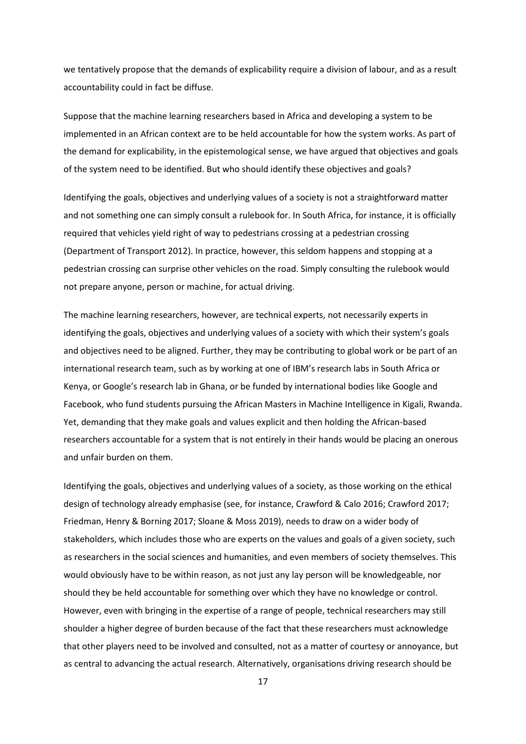we tentatively propose that the demands of explicability require a division of labour, and as a result accountability could in fact be diffuse.

Suppose that the machine learning researchers based in Africa and developing a system to be implemented in an African context are to be held accountable for how the system works. As part of the demand for explicability, in the epistemological sense, we have argued that objectives and goals of the system need to be identified. But who should identify these objectives and goals?

Identifying the goals, objectives and underlying values of a society is not a straightforward matter and not something one can simply consult a rulebook for. In South Africa, for instance, it is officially required that vehicles yield right of way to pedestrians crossing at a pedestrian crossing (Department of Transport 2012). In practice, however, this seldom happens and stopping at a pedestrian crossing can surprise other vehicles on the road. Simply consulting the rulebook would not prepare anyone, person or machine, for actual driving.

The machine learning researchers, however, are technical experts, not necessarily experts in identifying the goals, objectives and underlying values of a society with which their system's goals and objectives need to be aligned. Further, they may be contributing to global work or be part of an international research team, such as by working at one of IBM's research labs in South Africa or Kenya, or Google's research lab in Ghana, or be funded by international bodies like Google and Facebook, who fund students pursuing the African Masters in Machine Intelligence in Kigali, Rwanda. Yet, demanding that they make goals and values explicit and then holding the African-based researchers accountable for a system that is not entirely in their hands would be placing an onerous and unfair burden on them.

Identifying the goals, objectives and underlying values of a society, as those working on the ethical design of technology already emphasise (see, for instance, Crawford & Calo 2016; Crawford 2017; Friedman, Henry & Borning 2017; Sloane & Moss 2019), needs to draw on a wider body of stakeholders, which includes those who are experts on the values and goals of a given society, such as researchers in the social sciences and humanities, and even members of society themselves. This would obviously have to be within reason, as not just any lay person will be knowledgeable, nor should they be held accountable for something over which they have no knowledge or control. However, even with bringing in the expertise of a range of people, technical researchers may still shoulder a higher degree of burden because of the fact that these researchers must acknowledge that other players need to be involved and consulted, not as a matter of courtesy or annoyance, but as central to advancing the actual research. Alternatively, organisations driving research should be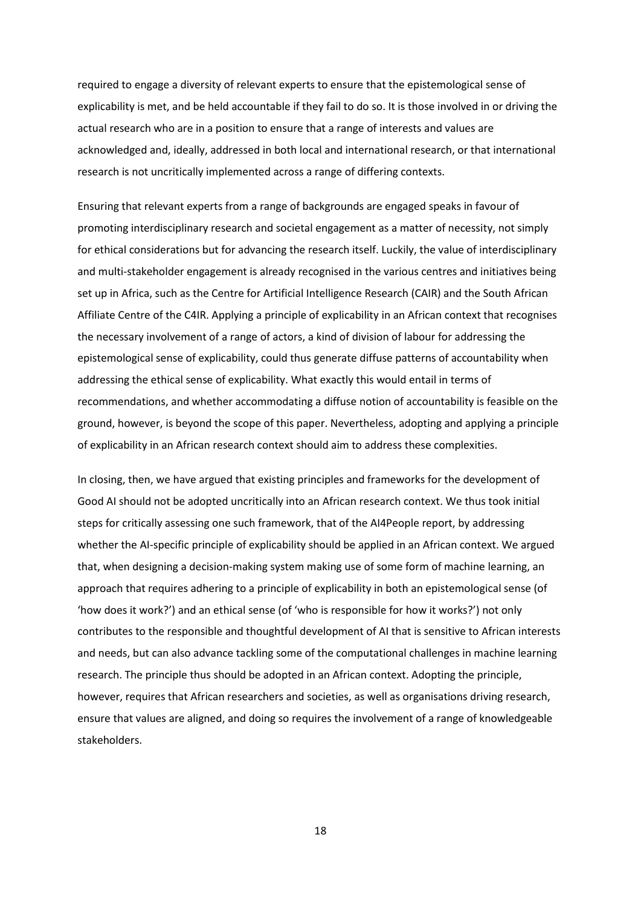required to engage a diversity of relevant experts to ensure that the epistemological sense of explicability is met, and be held accountable if they fail to do so. It is those involved in or driving the actual research who are in a position to ensure that a range of interests and values are acknowledged and, ideally, addressed in both local and international research, or that international research is not uncritically implemented across a range of differing contexts.

Ensuring that relevant experts from a range of backgrounds are engaged speaks in favour of promoting interdisciplinary research and societal engagement as a matter of necessity, not simply for ethical considerations but for advancing the research itself. Luckily, the value of interdisciplinary and multi-stakeholder engagement is already recognised in the various centres and initiatives being set up in Africa, such as the Centre for Artificial Intelligence Research (CAIR) and the South African Affiliate Centre of the C4IR. Applying a principle of explicability in an African context that recognises the necessary involvement of a range of actors, a kind of division of labour for addressing the epistemological sense of explicability, could thus generate diffuse patterns of accountability when addressing the ethical sense of explicability. What exactly this would entail in terms of recommendations, and whether accommodating a diffuse notion of accountability is feasible on the ground, however, is beyond the scope of this paper. Nevertheless, adopting and applying a principle of explicability in an African research context should aim to address these complexities.

In closing, then, we have argued that existing principles and frameworks for the development of Good AI should not be adopted uncritically into an African research context. We thus took initial steps for critically assessing one such framework, that of the AI4People report, by addressing whether the AI-specific principle of explicability should be applied in an African context. We argued that, when designing a decision-making system making use of some form of machine learning, an approach that requires adhering to a principle of explicability in both an epistemological sense (of 'how does it work?') and an ethical sense (of 'who is responsible for how it works?') not only contributes to the responsible and thoughtful development of AI that is sensitive to African interests and needs, but can also advance tackling some of the computational challenges in machine learning research. The principle thus should be adopted in an African context. Adopting the principle, however, requires that African researchers and societies, as well as organisations driving research, ensure that values are aligned, and doing so requires the involvement of a range of knowledgeable stakeholders.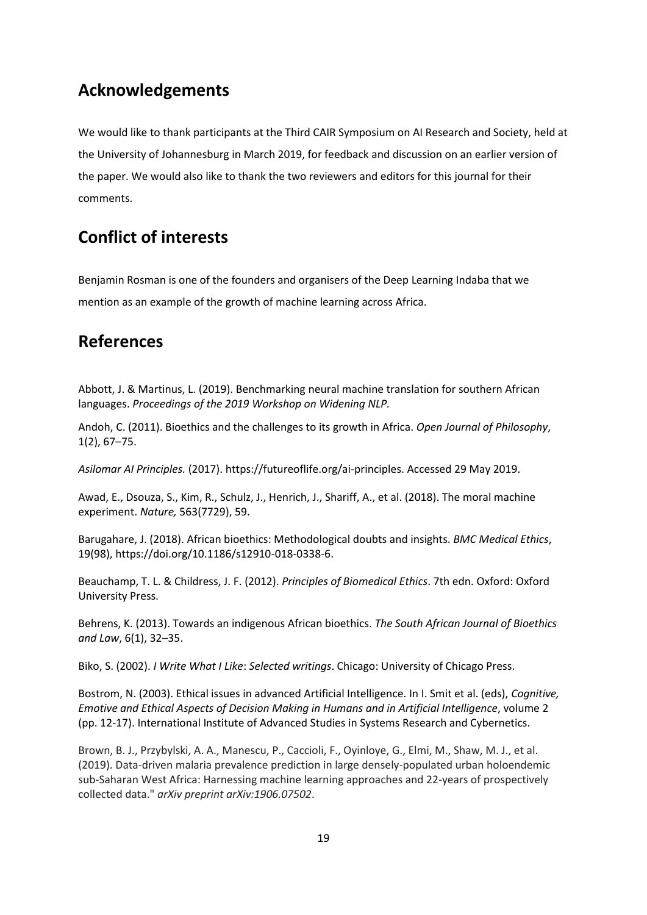## Acknowledgements

We would like to thank participants at the Third CAIR Symposium on AI Research and Society, held at the University of Johannesburg in March 2019, for feedback and discussion on an earlier version of the paper. We would also like to thank the two reviewers and editors for this journal for their comments.

## Conflict of interests

Benjamin Rosman is one of the founders and organisers of the Deep Learning Indaba that we mention as an example of the growth of machine learning across Africa.

## References

Abbott, J. & Martinus, L. (2019). Benchmarking neural machine translation for southern African languages. *Proceedings of the 2019 Workshop on Widening NLP*.

Andoh, C. (2011). Bioethics and the challenges to its growth in Africa. *Open Journal of Philosophy*, 1(2), 67–75.

*Asilomar AI Principles.* (2017). https://futureoflife.org/ai-principles. Accessed 29 May 2019.

Awad, E., Dsouza, S., Kim, R., Schulz, J., Henrich, J., Shariff, A., et al. (2018). The moral machine experiment. *Nature,* 563(7729), 59.

Barugahare, J. (2018). African bioethics: Methodological doubts and insights. *BMC Medical Ethics*, 19(98), https://doi.org/10.1186/s12910-018-0338-6.

Beauchamp, T. L. & Childress, J. F. (2012). *Principles of Biomedical Ethics*. 7th edn. Oxford: Oxford University Press.

Behrens, K. (2013). Towards an indigenous African bioethics. *The South African Journal of Bioethics and Law*, 6(1), 32–35.

Biko, S. (2002). *I Write What I Like*: *Selected writings*. Chicago: University of Chicago Press.

Bostrom, N. (2003). Ethical issues in advanced Artificial Intelligence. In I. Smit et al. (eds), *Cognitive, Emotive and Ethical Aspects of Decision Making in Humans and in Artificial Intelligence*, volume 2 (pp. 12-17). International Institute of Advanced Studies in Systems Research and Cybernetics.

Brown, B. J., Przybylski, A. A., Manescu, P., Caccioli, F., Oyinloye, G., Elmi, M., Shaw, M. J., et al. (2019). Data-driven malaria prevalence prediction in large densely-populated urban holoendemic sub-Saharan West Africa: Harnessing machine learning approaches and 22-years of prospectively collected data." *arXiv preprint arXiv:1906.07502*.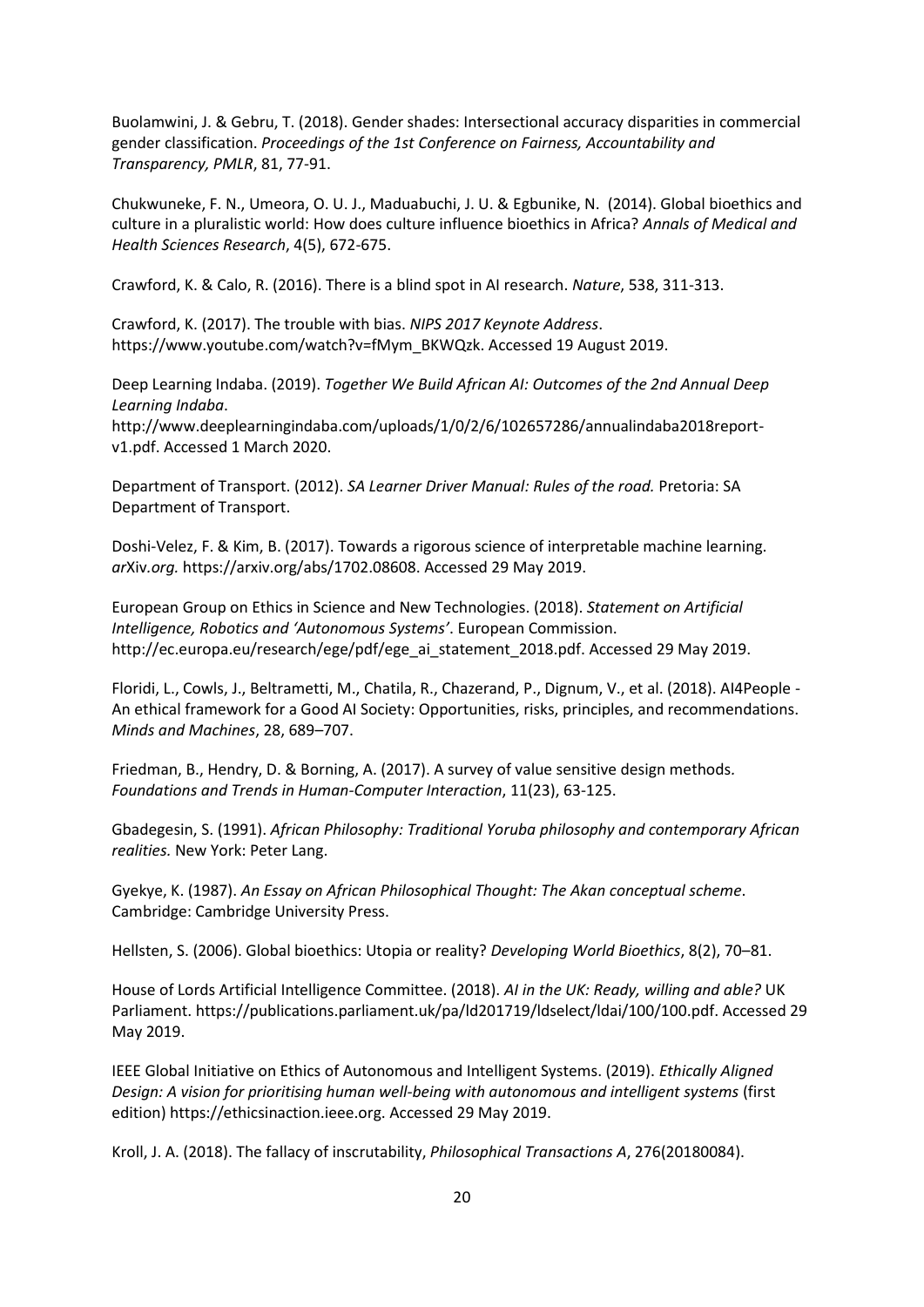Buolamwini, J. & Gebru, T. (2018). Gender shades: Intersectional accuracy disparities in commercial gender classification. *Proceedings of the 1st Conference on Fairness, Accountability and Transparency, PMLR*, 81, 77-91.

Chukwuneke, F. N., Umeora, O. U. J., Maduabuchi, J. U. & Egbunike, N. (2014). Global bioethics and culture in a pluralistic world: How does culture influence bioethics in Africa? *Annals of Medical and Health Sciences Research*, 4(5), 672-675.

Crawford, K. & Calo, R. (2016). There is a blind spot in AI research. *Nature*, 538, 311-313.

Crawford, K. (2017). The trouble with bias. *NIPS 2017 Keynote Address*. https://www.youtube.com/watch?v=fMym_BKWQzk. Accessed 19 August 2019.

Deep Learning Indaba. (2019). *Together We Build African AI: Outcomes of the 2nd Annual Deep Learning Indaba*. http://www.deeplearningindaba.com/uploads/1/0/2/6/102657286/annualindaba2018report-v1.pdf. Accessed 1 March 2020.

Department of Transport. (2012). *SA Learner Driver Manual: Rules of the road.* Pretoria: SA Department of Transport.

Doshi-Velez, F. & Kim, B. (2017). Towards a rigorous science of interpretable machine learning. *arXiv.org.* https://arxiv.org/abs/1702.08608. Accessed 29 May 2019.

European Group on Ethics in Science and New Technologies. (2018). *Statement on Artificial Intelligence, Robotics and 'Autonomous Systems'*. European Commission. http://ec.europa.eu/research/ege/pdf/ege_ai_statement_2018.pdf. Accessed 29 May 2019.

Floridi, L., Cowls, J., Beltrametti, M., Chatila, R., Chazerand, P., Dignum, V., et al. (2018). AI4People - An ethical framework for a Good AI Society: Opportunities, risks, principles, and recommendations. *Minds and Machines*, 28, 689–707.

Friedman, B., Hendry, D. & Borning, A. (2017). A survey of value sensitive design methods. *Foundations and Trends in Human-Computer Interaction*, 11(23), 63-125.

Gbadegesin, S. (1991). *African Philosophy: Traditional Yoruba philosophy and contemporary African realities.* New York: Peter Lang.

Gyekye, K. (1987). *An Essay on African Philosophical Thought: The Akan conceptual scheme*. Cambridge: Cambridge University Press.

Hellsten, S. (2006). Global bioethics: Utopia or reality? *Developing World Bioethics*, 8(2), 70–81.

House of Lords Artificial Intelligence Committee. (2018). *AI in the UK: Ready, willing and able?* UK Parliament. https://publications.parliament.uk/pa/ld201719/ldselect/ldai/100/100.pdf. Accessed 29 May 2019.

IEEE Global Initiative on Ethics of Autonomous and Intelligent Systems. (2019). *Ethically Aligned Design: A vision for prioritising human well-being with autonomous and intelligent systems* (first edition) https://ethicsinaction.ieee.org. Accessed 29 May 2019.

Kroll, J. A. (2018). The fallacy of inscrutability, *Philosophical Transactions A*, 276(20180084).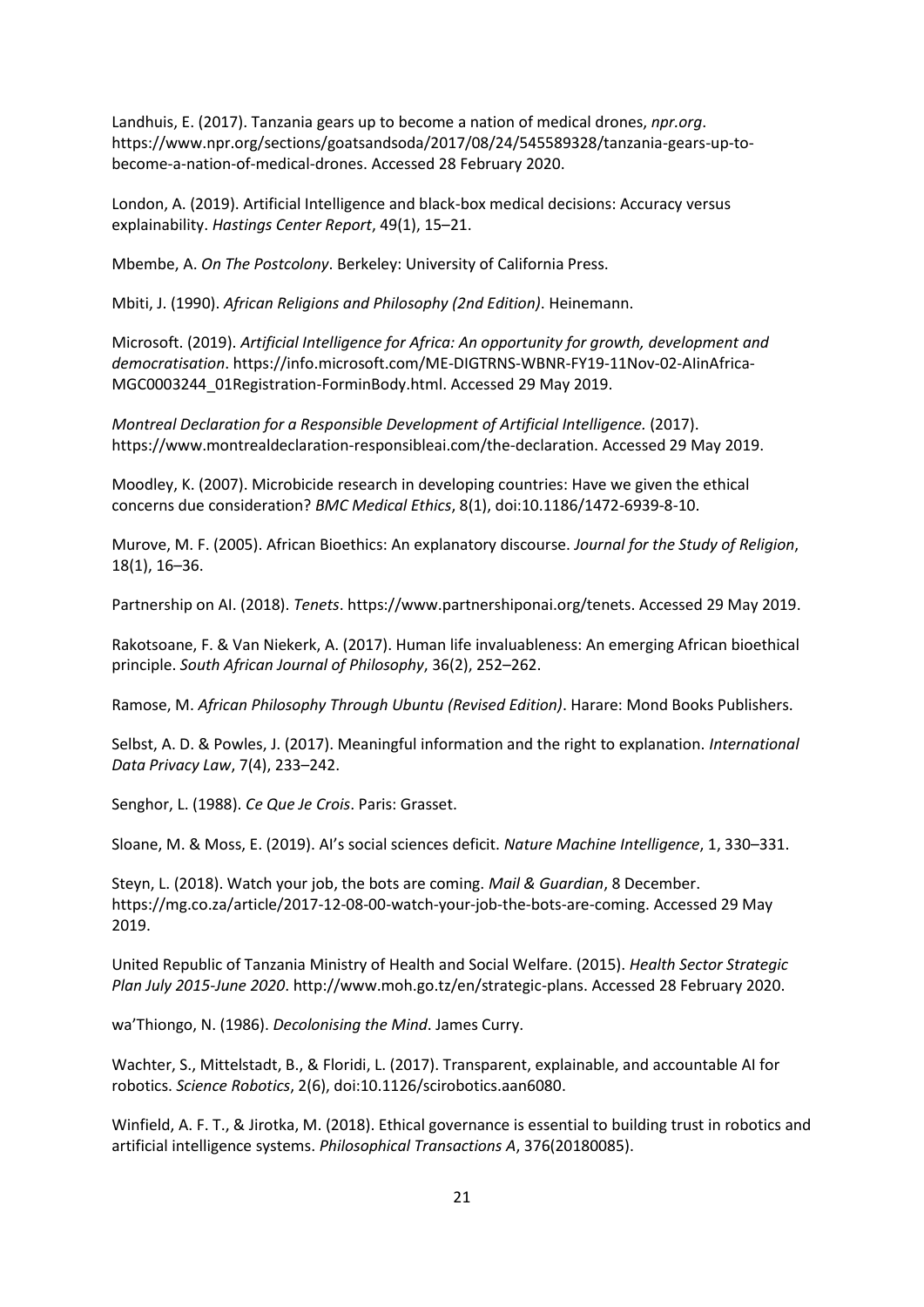Landhuis, E. (2017). Tanzania gears up to become a nation of medical drones, *npr.org*. https://www.npr.org/sections/goatsandsoda/2017/08/24/545589328/tanzania-gears-up-to-become-a-nation-of-medical-drones. Accessed 28 February 2020.

London, A. (2019). Artificial Intelligence and black-box medical decisions: Accuracy versus explainability. *Hastings Center Report*, 49(1), 15–21.

Mbembe, A. *On The Postcolony*. Berkeley: University of California Press.

Mbiti, J. (1990). *African Religions and Philosophy (2nd Edition)*. Heinemann.

Microsoft. (2019). *Artificial Intelligence for Africa: An opportunity for growth, development and democratisation*. https://info.microsoft.com/ME-DIGTRNS-WBNR-FY19-11Nov-02-AIinAfrica-MGC0003244_01Registration-ForminBody.html. Accessed 29 May 2019.

*Montreal Declaration for a Responsible Development of Artificial Intelligence.* (2017). https://www.montrealdeclaration-responsibleai.com/the-declaration. Accessed 29 May 2019.

Moodley, K. (2007). Microbicide research in developing countries: Have we given the ethical concerns due consideration? *BMC Medical Ethics*, 8(1), doi:10.1186/1472-6939-8-10.

Murove, M. F. (2005). African Bioethics: An explanatory discourse. *Journal for the Study of Religion*, 18(1), 16–36.

Partnership on AI. (2018). *Tenets*. https://www.partnershiponai.org/tenets. Accessed 29 May 2019.

Rakotsoane, F. & Van Niekerk, A. (2017). Human life invaluableness: An emerging African bioethical principle. *South African Journal of Philosophy*, 36(2), 252–262.

Ramose, M. *African Philosophy Through Ubuntu (Revised Edition)*. Harare: Mond Books Publishers.

Selbst, A. D. & Powles, J. (2017). Meaningful information and the right to explanation. *International Data Privacy Law*, 7(4), 233–242.

Senghor, L. (1988). *Ce Que Je Crois*. Paris: Grasset.

Sloane, M. & Moss, E. (2019). AI's social sciences deficit. *Nature Machine Intelligence*, 1, 330–331.

Steyn, L. (2018). Watch your job, the bots are coming. *Mail & Guardian*, 8 December. https://mg.co.za/article/2017-12-08-00-watch-your-job-the-bots-are-coming. Accessed 29 May 2019.

United Republic of Tanzania Ministry of Health and Social Welfare. (2015). *Health Sector Strategic Plan July 2015-June 2020*. http://www.moh.go.tz/en/strategic-plans. Accessed 28 February 2020.

wa'Thiongo, N. (1986). *Decolonising the Mind*. James Curry.

Wachter, S., Mittelstadt, B., & Floridi, L. (2017). Transparent, explainable, and accountable AI for robotics. *Science Robotics*, 2(6), doi:10.1126/scirobotics.aan6080.

Winfield, A. F. T., & Jirotka, M. (2018). Ethical governance is essential to building trust in robotics and artificial intelligence systems. *Philosophical Transactions A*, 376(20180085).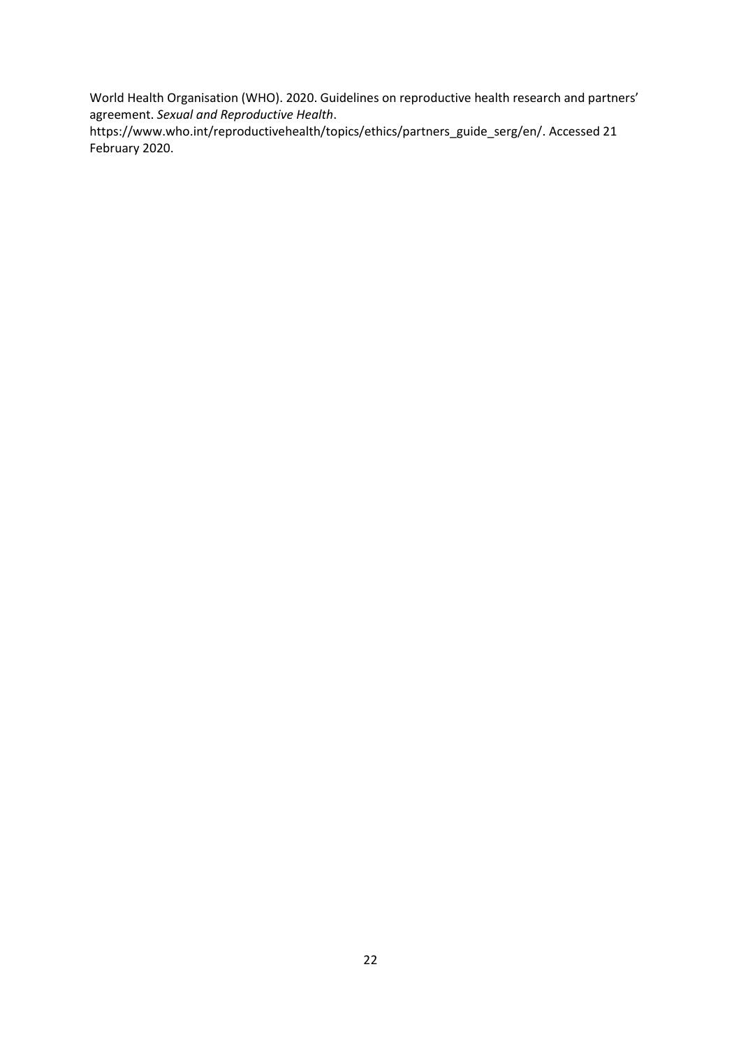World Health Organisation (WHO). 2020. Guidelines on reproductive health research and partners' agreement. *Sexual and Reproductive Health*. https://www.who.int/reproductivehealth/topics/ethics/partners_guide_serg/en/. Accessed 21 February 2020.